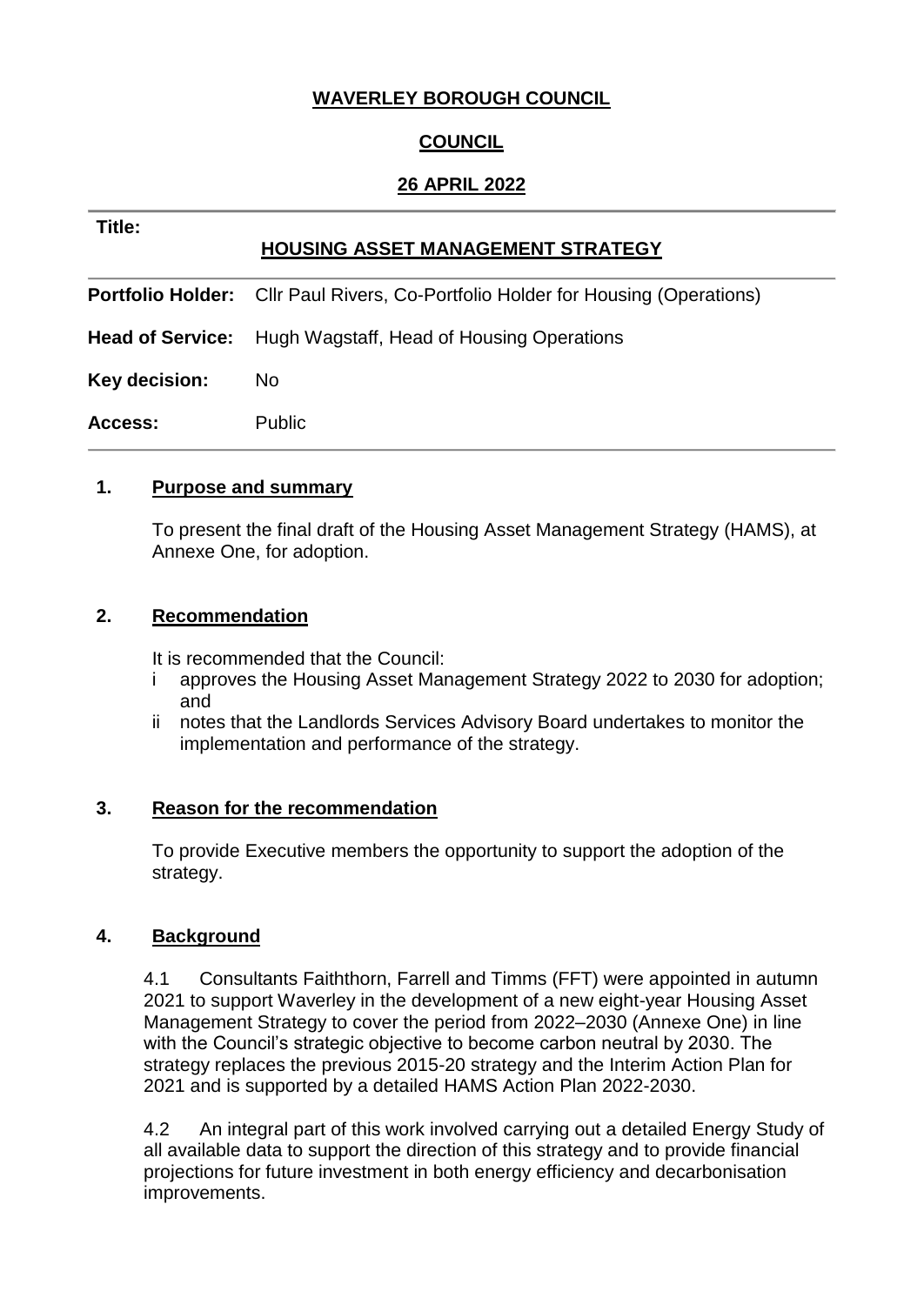**WAVERLEY BOROUGH COUNCIL**

**COUNCIL**

**26 APRIL 2022**

| | |
|---|---|
| **Title:** | **HOUSING ASSET MANAGEMENT STRATEGY** |
| **Portfolio Holder:** | Cllr Paul Rivers, Co-Portfolio Holder for Housing (Operations) |
| **Head of Service:** | Hugh Wagstaff, Head of Housing Operations |
| **Key decision:** | No |
| **Access:** | Public |

## 1. Purpose and summary

To present the final draft of the Housing Asset Management Strategy (HAMS), at Annexe One, for adoption.

## 2. Recommendation

It is recommended that the Council:

i approves the Housing Asset Management Strategy 2022 to 2030 for adoption; and

ii notes that the Landlords Services Advisory Board undertakes to monitor the implementation and performance of the strategy.

## 3. Reason for the recommendation

To provide Executive members the opportunity to support the adoption of the strategy.

## 4. Background

4.1 Consultants Faiththorn, Farrell and Timms (FFT) were appointed in autumn 2021 to support Waverley in the development of a new eight-year Housing Asset Management Strategy to cover the period from 2022–2030 (Annexe One) in line with the Council's strategic objective to become carbon neutral by 2030. The strategy replaces the previous 2015-20 strategy and the Interim Action Plan for 2021 and is supported by a detailed HAMS Action Plan 2022-2030.

4.2 An integral part of this work involved carrying out a detailed Energy Study of all available data to support the direction of this strategy and to provide financial projections for future investment in both energy efficiency and decarbonisation improvements.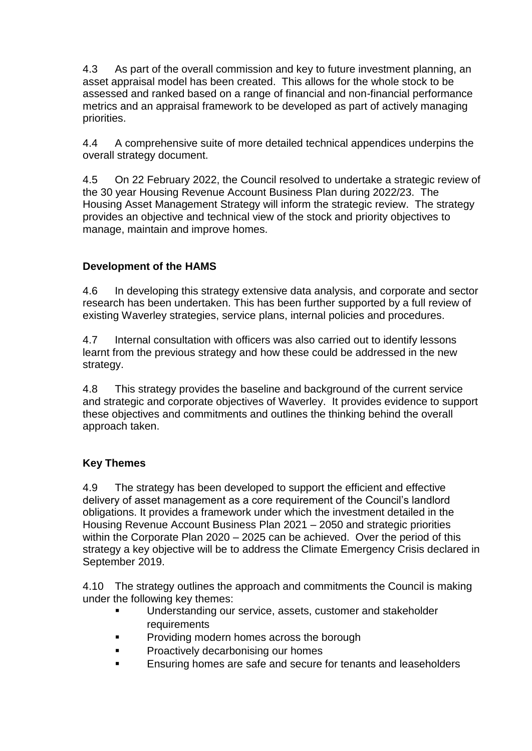4.3 As part of the overall commission and key to future investment planning, an asset appraisal model has been created. This allows for the whole stock to be assessed and ranked based on a range of financial and non-financial performance metrics and an appraisal framework to be developed as part of actively managing priorities.

4.4 A comprehensive suite of more detailed technical appendices underpins the overall strategy document.

4.5 On 22 February 2022, the Council resolved to undertake a strategic review of the 30 year Housing Revenue Account Business Plan during 2022/23. The Housing Asset Management Strategy will inform the strategic review. The strategy provides an objective and technical view of the stock and priority objectives to manage, maintain and improve homes.

**Development of the HAMS**

4.6 In developing this strategy extensive data analysis, and corporate and sector research has been undertaken. This has been further supported by a full review of existing Waverley strategies, service plans, internal policies and procedures.

4.7 Internal consultation with officers was also carried out to identify lessons learnt from the previous strategy and how these could be addressed in the new strategy.

4.8 This strategy provides the baseline and background of the current service and strategic and corporate objectives of Waverley. It provides evidence to support these objectives and commitments and outlines the thinking behind the overall approach taken.

**Key Themes**

4.9 The strategy has been developed to support the efficient and effective delivery of asset management as a core requirement of the Council's landlord obligations. It provides a framework under which the investment detailed in the Housing Revenue Account Business Plan 2021 – 2050 and strategic priorities within the Corporate Plan 2020 – 2025 can be achieved. Over the period of this strategy a key objective will be to address the Climate Emergency Crisis declared in September 2019.

4.10 The strategy outlines the approach and commitments the Council is making under the following key themes:

- Understanding our service, assets, customer and stakeholder requirements
- Providing modern homes across the borough
- Proactively decarbonising our homes
- Ensuring homes are safe and secure for tenants and leaseholders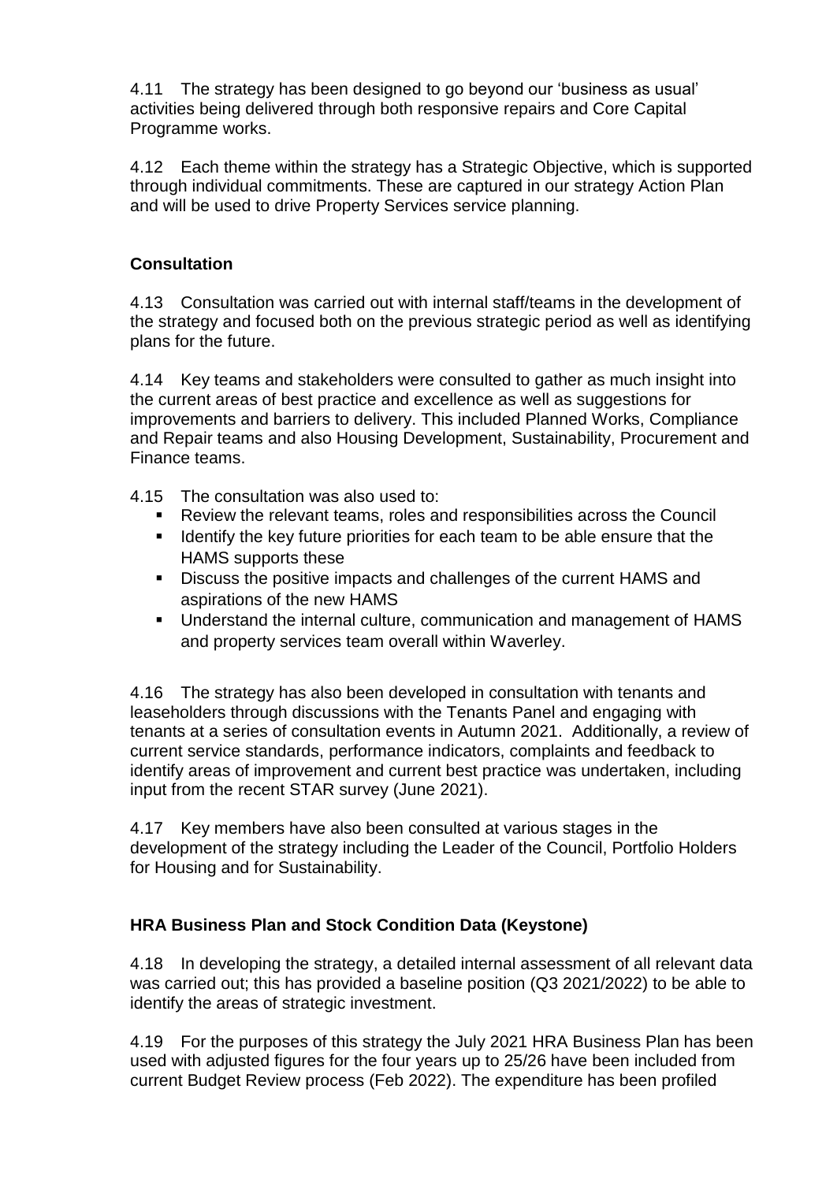4.11 The strategy has been designed to go beyond our 'business as usual' activities being delivered through both responsive repairs and Core Capital Programme works.

4.12 Each theme within the strategy has a Strategic Objective, which is supported through individual commitments. These are captured in our strategy Action Plan and will be used to drive Property Services service planning.

**Consultation**

4.13 Consultation was carried out with internal staff/teams in the development of the strategy and focused both on the previous strategic period as well as identifying plans for the future.

4.14 Key teams and stakeholders were consulted to gather as much insight into the current areas of best practice and excellence as well as suggestions for improvements and barriers to delivery. This included Planned Works, Compliance and Repair teams and also Housing Development, Sustainability, Procurement and Finance teams.

4.15 The consultation was also used to:

- Review the relevant teams, roles and responsibilities across the Council
- Identify the key future priorities for each team to be able ensure that the HAMS supports these
- Discuss the positive impacts and challenges of the current HAMS and aspirations of the new HAMS
- Understand the internal culture, communication and management of HAMS and property services team overall within Waverley.

4.16 The strategy has also been developed in consultation with tenants and leaseholders through discussions with the Tenants Panel and engaging with tenants at a series of consultation events in Autumn 2021. Additionally, a review of current service standards, performance indicators, complaints and feedback to identify areas of improvement and current best practice was undertaken, including input from the recent STAR survey (June 2021).

4.17 Key members have also been consulted at various stages in the development of the strategy including the Leader of the Council, Portfolio Holders for Housing and for Sustainability.

**HRA Business Plan and Stock Condition Data (Keystone)**

4.18 In developing the strategy, a detailed internal assessment of all relevant data was carried out; this has provided a baseline position (Q3 2021/2022) to be able to identify the areas of strategic investment.

4.19 For the purposes of this strategy the July 2021 HRA Business Plan has been used with adjusted figures for the four years up to 25/26 have been included from current Budget Review process (Feb 2022). The expenditure has been profiled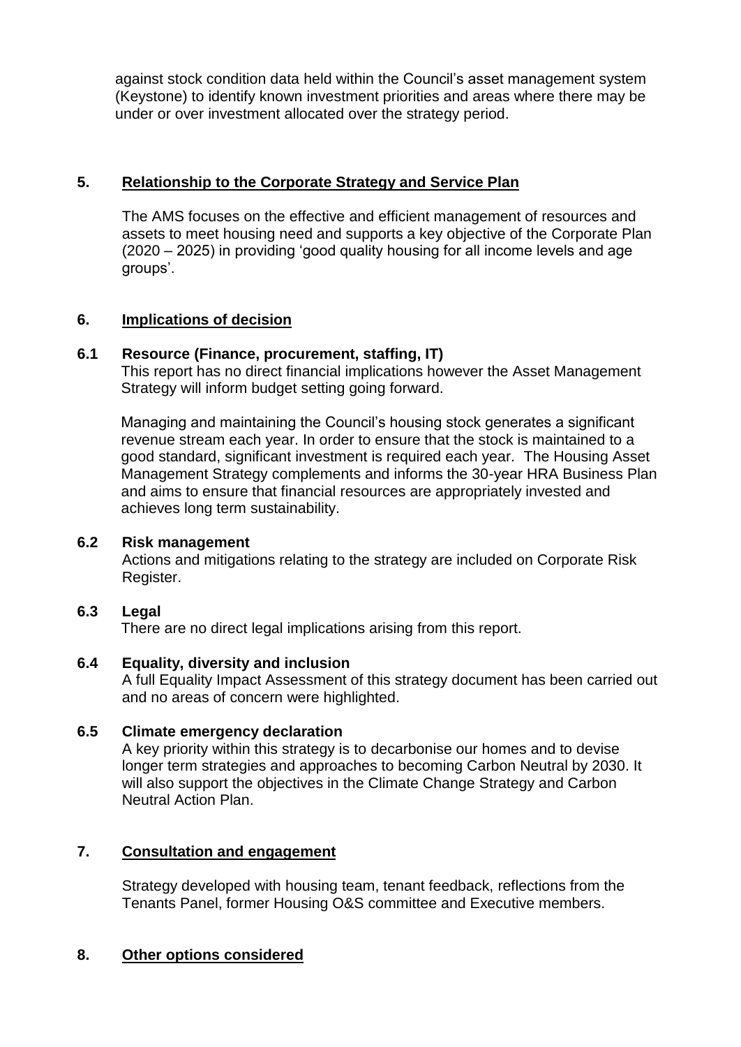against stock condition data held within the Council's asset management system (Keystone) to identify known investment priorities and areas where there may be under or over investment allocated over the strategy period.

## 5. Relationship to the Corporate Strategy and Service Plan

The AMS focuses on the effective and efficient management of resources and assets to meet housing need and supports a key objective of the Corporate Plan (2020 – 2025) in providing 'good quality housing for all income levels and age groups'.

## 6. Implications of decision

### 6.1 Resource (Finance, procurement, staffing, IT)

This report has no direct financial implications however the Asset Management Strategy will inform budget setting going forward.

Managing and maintaining the Council's housing stock generates a significant revenue stream each year. In order to ensure that the stock is maintained to a good standard, significant investment is required each year. The Housing Asset Management Strategy complements and informs the 30-year HRA Business Plan and aims to ensure that financial resources are appropriately invested and achieves long term sustainability.

### 6.2 Risk management

Actions and mitigations relating to the strategy are included on Corporate Risk Register.

### 6.3 Legal

There are no direct legal implications arising from this report.

### 6.4 Equality, diversity and inclusion

A full Equality Impact Assessment of this strategy document has been carried out and no areas of concern were highlighted.

### 6.5 Climate emergency declaration

A key priority within this strategy is to decarbonise our homes and to devise longer term strategies and approaches to becoming Carbon Neutral by 2030. It will also support the objectives in the Climate Change Strategy and Carbon Neutral Action Plan.

## 7. Consultation and engagement

Strategy developed with housing team, tenant feedback, reflections from the Tenants Panel, former Housing O&S committee and Executive members.

## 8. Other options considered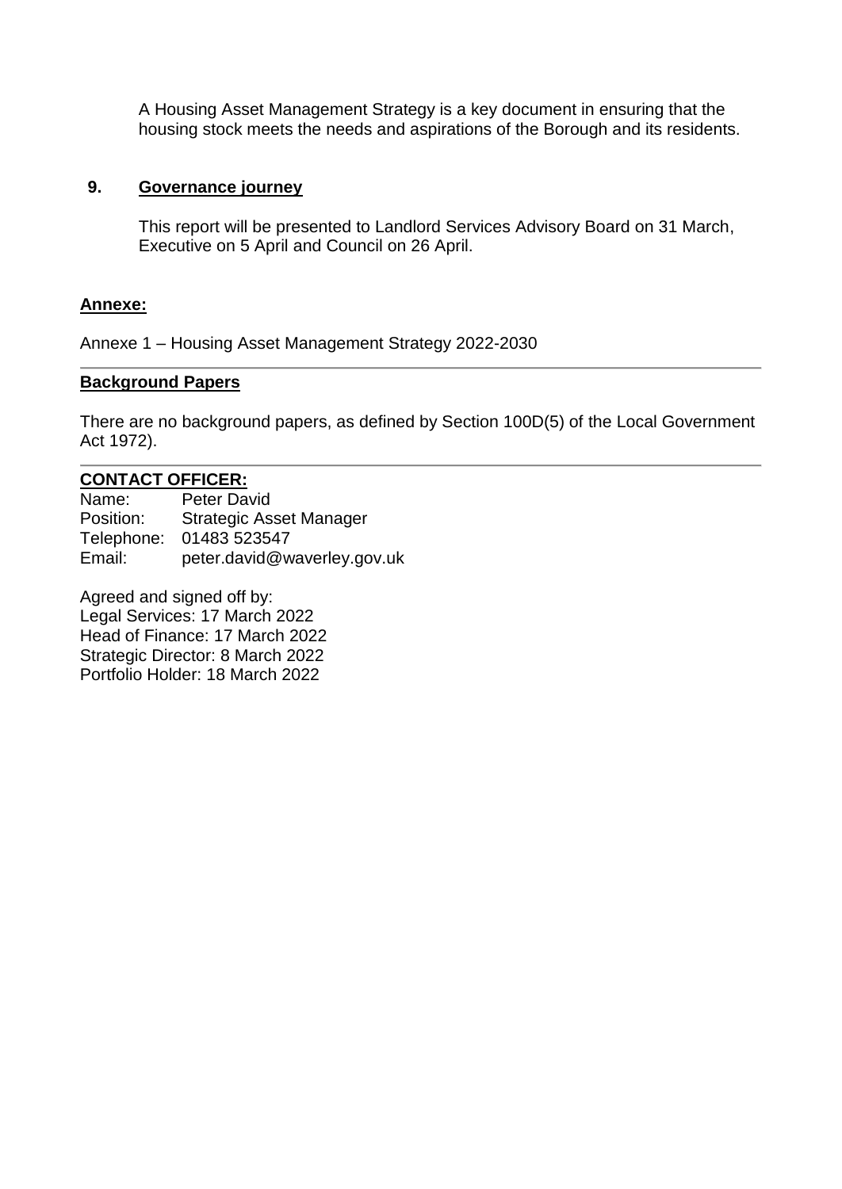A Housing Asset Management Strategy is a key document in ensuring that the housing stock meets the needs and aspirations of the Borough and its residents.

## 9. Governance journey

This report will be presented to Landlord Services Advisory Board on 31 March, Executive on 5 April and Council on 26 April.

**Annexe:**

Annexe 1 – Housing Asset Management Strategy 2022-2030

---

**Background Papers**

There are no background papers, as defined by Section 100D(5) of the Local Government Act 1972).

---

**CONTACT OFFICER:**

Name: Peter David
Position: Strategic Asset Manager
Telephone: 01483 523547
Email: peter.david@waverley.gov.uk

Agreed and signed off by:
Legal Services: 17 March 2022
Head of Finance: 17 March 2022
Strategic Director: 8 March 2022
Portfolio Holder: 18 March 2022